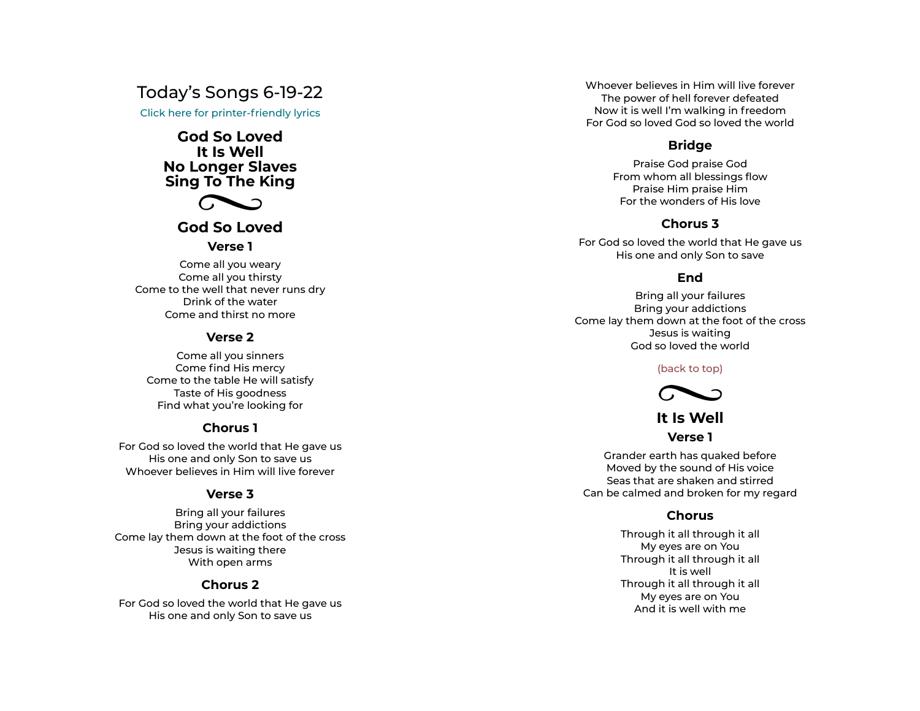# Today's Songs 6-19-22

Click here for printer-friendly lyrics

**God So Loved**
**It Is Well**
**No Longer Slaves**
**Sing To The King**

## God So Loved

### Verse 1

Come all you weary
Come all you thirsty
Come to the well that never runs dry
Drink of the water
Come and thirst no more

### Verse 2

Come all you sinners
Come find His mercy
Come to the table He will satisfy
Taste of His goodness
Find what you're looking for

### Chorus 1

For God so loved the world that He gave us
His one and only Son to save us
Whoever believes in Him will live forever

### Verse 3

Bring all your failures
Bring your addictions
Come lay them down at the foot of the cross
Jesus is waiting there
With open arms

### Chorus 2

For God so loved the world that He gave us
His one and only Son to save us
Whoever believes in Him will live forever
The power of hell forever defeated
Now it is well I'm walking in freedom
For God so loved God so loved the world

### Bridge

Praise God praise God
From whom all blessings flow
Praise Him praise Him
For the wonders of His love

### Chorus 3

For God so loved the world that He gave us
His one and only Son to save

### End

Bring all your failures
Bring your addictions
Come lay them down at the foot of the cross
Jesus is waiting
God so loved the world

(back to top)

## It Is Well

### Verse 1

Grander earth has quaked before
Moved by the sound of His voice
Seas that are shaken and stirred
Can be calmed and broken for my regard

### Chorus

Through it all through it all
My eyes are on You
Through it all through it all
It is well
Through it all through it all
My eyes are on You
And it is well with me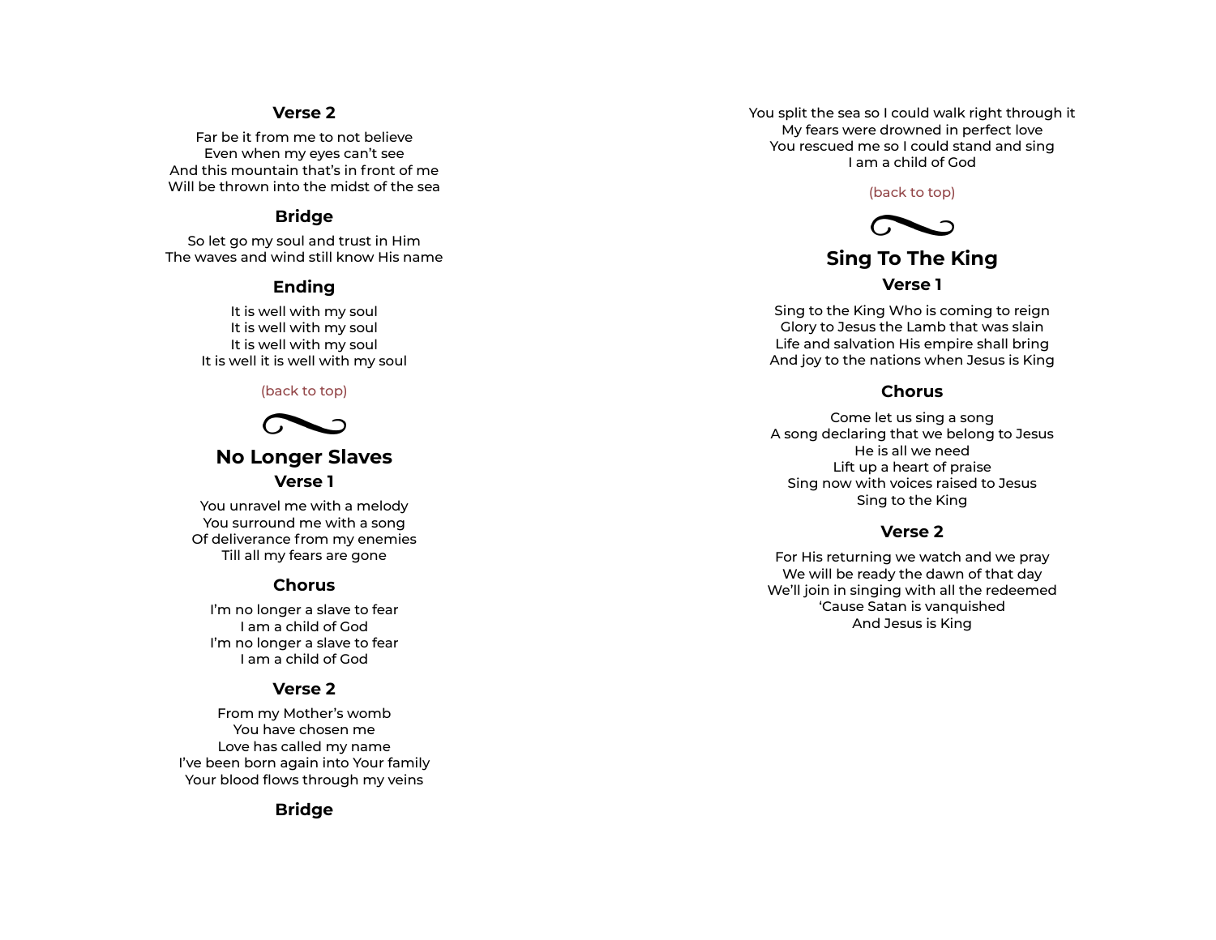### Verse 2

Far be it from me to not believe
Even when my eyes can't see
And this mountain that's in front of me
Will be thrown into the midst of the sea

### Bridge

So let go my soul and trust in Him
The waves and wind still know His name

### Ending

It is well with my soul
It is well with my soul
It is well with my soul
It is well it is well with my soul

(back to top)

## No Longer Slaves

### Verse 1

You unravel me with a melody
You surround me with a song
Of deliverance from my enemies
Till all my fears are gone

### Chorus

I'm no longer a slave to fear
I am a child of God
I'm no longer a slave to fear
I am a child of God

### Verse 2

From my Mother's womb
You have chosen me
Love has called my name
I've been born again into Your family
Your blood flows through my veins

### Bridge

You split the sea so I could walk right through it
My fears were drowned in perfect love
You rescued me so I could stand and sing
I am a child of God

(back to top)

## Sing To The King

### Verse 1

Sing to the King Who is coming to reign
Glory to Jesus the Lamb that was slain
Life and salvation His empire shall bring
And joy to the nations when Jesus is King

### Chorus

Come let us sing a song
A song declaring that we belong to Jesus
He is all we need
Lift up a heart of praise
Sing now with voices raised to Jesus
Sing to the King

### Verse 2

For His returning we watch and we pray
We will be ready the dawn of that day
We'll join in singing with all the redeemed
'Cause Satan is vanquished
And Jesus is King